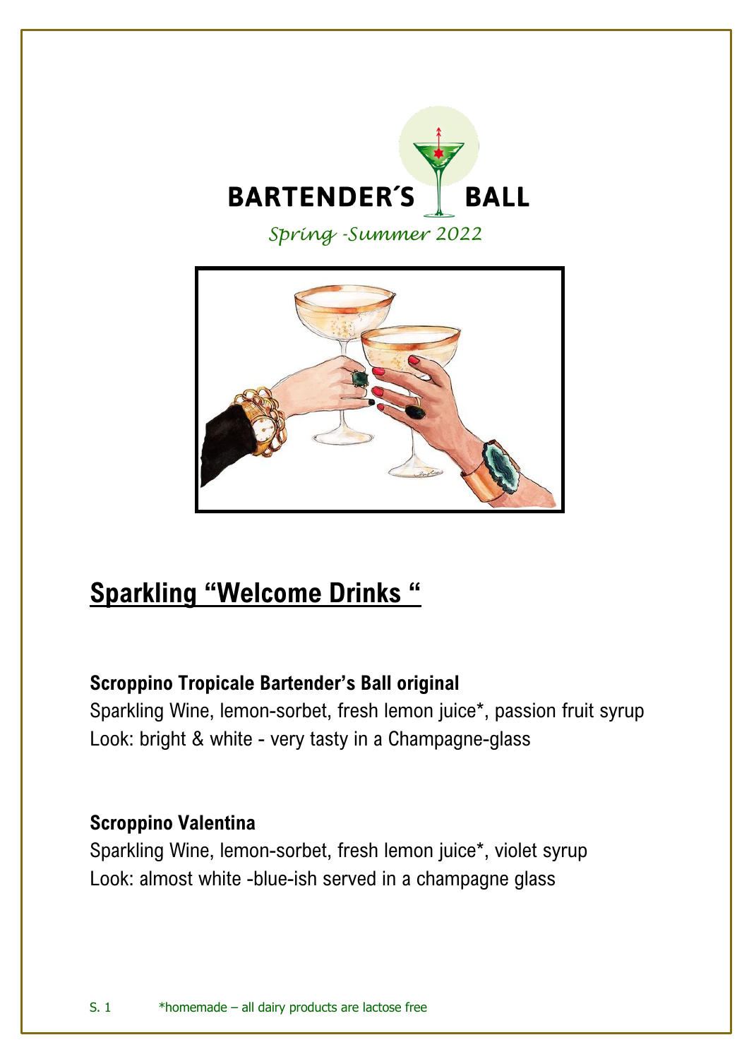# BARTENDER´S BALL

*Spring -Summer 2022*

## Sparkling “Welcome Drinks “

**Scroppino Tropicale Bartender’s Ball original**

Sparkling Wine, lemon-sorbet, fresh lemon juice*, passion fruit syrup

Look: bright & white - very tasty in a Champagne-glass

**Scroppino Valentina**

Sparkling Wine, lemon-sorbet, fresh lemon juice*, violet syrup

Look: almost white -blue-ish served in a champagne glass

*homemade – all dairy products are lactose free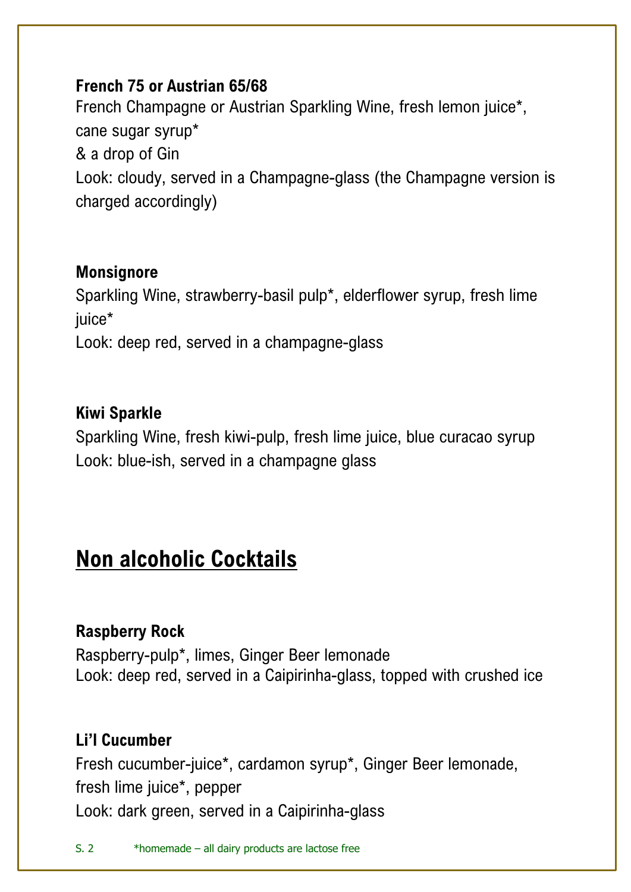**French 75 or Austrian 65/68**
French Champagne or Austrian Sparkling Wine, fresh lemon juice*, cane sugar syrup*
& a drop of Gin
Look: cloudy, served in a Champagne-glass (the Champagne version is charged accordingly)

**Monsignore**
Sparkling Wine, strawberry-basil pulp*, elderflower syrup, fresh lime juice*
Look: deep red, served in a champagne-glass

**Kiwi Sparkle**
Sparkling Wine, fresh kiwi-pulp, fresh lime juice, blue curacao syrup
Look: blue-ish, served in a champagne glass

## Non alcoholic Cocktails

**Raspberry Rock**
Raspberry-pulp*, limes, Ginger Beer lemonade
Look: deep red, served in a Caipirinha-glass, topped with crushed ice

**Li'l Cucumber**
Fresh cucumber-juice*, cardamon syrup*, Ginger Beer lemonade, fresh lime juice*, pepper
Look: dark green, served in a Caipirinha-glass

*homemade – all dairy products are lactose free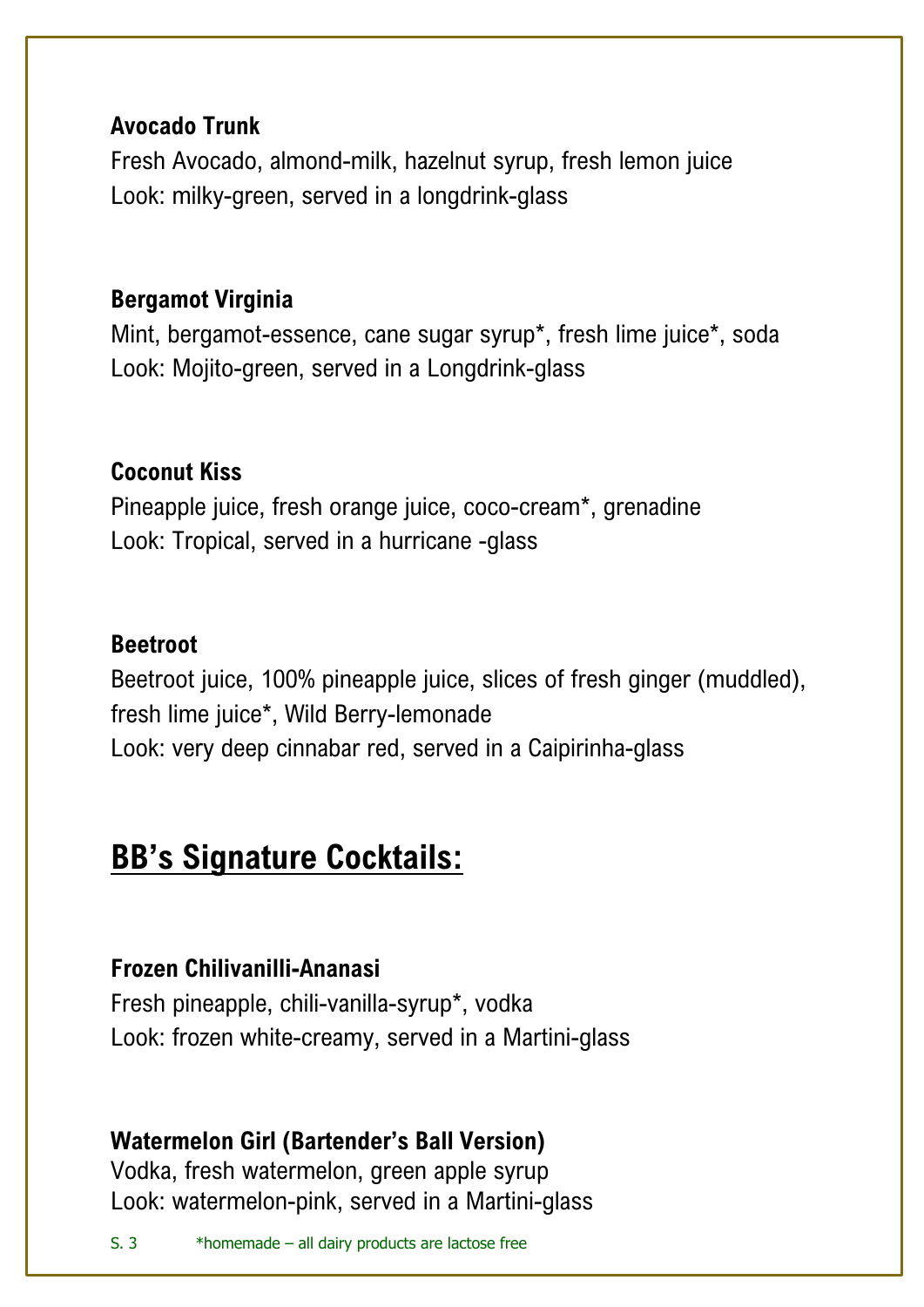**Avocado Trunk**

Fresh Avocado, almond-milk, hazelnut syrup, fresh lemon juice
Look: milky-green, served in a longdrink-glass

**Bergamot Virginia**

Mint, bergamot-essence, cane sugar syrup*, fresh lime juice*, soda
Look: Mojito-green, served in a Longdrink-glass

**Coconut Kiss**

Pineapple juice, fresh orange juice, coco-cream*, grenadine
Look: Tropical, served in a hurricane -glass

**Beetroot**

Beetroot juice, 100% pineapple juice, slices of fresh ginger (muddled), fresh lime juice*, Wild Berry-lemonade
Look: very deep cinnabar red, served in a Caipirinha-glass

## BB's Signature Cocktails:

**Frozen Chilivanilli-Ananasi**

Fresh pineapple, chili-vanilla-syrup*, vodka
Look: frozen white-creamy, served in a Martini-glass

**Watermelon Girl (Bartender's Ball Version)**

Vodka, fresh watermelon, green apple syrup
Look: watermelon-pink, served in a Martini-glass

*homemade – all dairy products are lactose free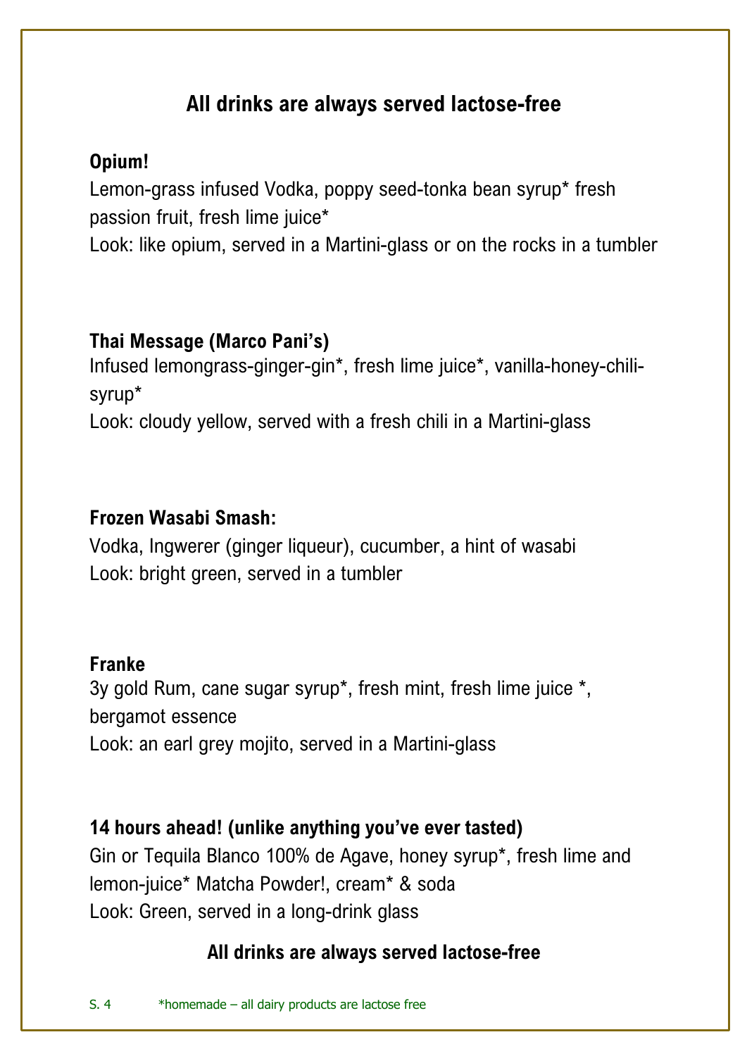## All drinks are always served lactose-free

**Opium!**

Lemon-grass infused Vodka, poppy seed-tonka bean syrup* fresh passion fruit, fresh lime juice*

Look: like opium, served in a Martini-glass or on the rocks in a tumbler

**Thai Message (Marco Pani's)**

Infused lemongrass-ginger-gin*, fresh lime juice*, vanilla-honey-chili-syrup*

Look: cloudy yellow, served with a fresh chili in a Martini-glass

**Frozen Wasabi Smash:**

Vodka, Ingwerer (ginger liqueur), cucumber, a hint of wasabi

Look: bright green, served in a tumbler

**Franke**

3y gold Rum, cane sugar syrup*, fresh mint, fresh lime juice *, bergamot essence

Look: an earl grey mojito, served in a Martini-glass

**14 hours ahead! (unlike anything you've ever tasted)**

Gin or Tequila Blanco 100% de Agave, honey syrup*, fresh lime and lemon-juice* Matcha Powder!, cream* & soda

Look: Green, served in a long-drink glass

**All drinks are always served lactose-free**

*homemade – all dairy products are lactose free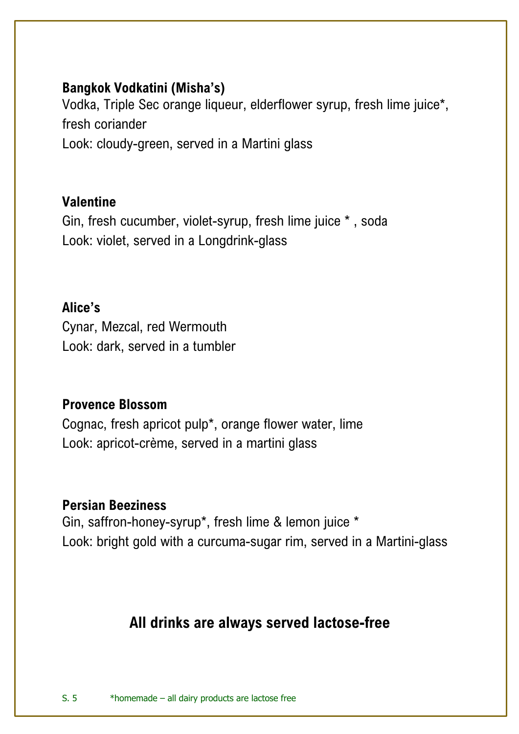**Bangkok Vodkatini (Misha's)**
Vodka, Triple Sec orange liqueur, elderflower syrup, fresh lime juice*, fresh coriander
Look: cloudy-green, served in a Martini glass

**Valentine**
Gin, fresh cucumber, violet-syrup, fresh lime juice * , soda
Look: violet, served in a Longdrink-glass

**Alice's**
Cynar, Mezcal, red Wermouth
Look: dark, served in a tumbler

**Provence Blossom**
Cognac, fresh apricot pulp*, orange flower water, lime
Look: apricot-crème, served in a martini glass

**Persian Beeziness**
Gin, saffron-honey-syrup*, fresh lime & lemon juice *
Look: bright gold with a curcuma-sugar rim, served in a Martini-glass

**All drinks are always served lactose-free**

*homemade – all dairy products are lactose free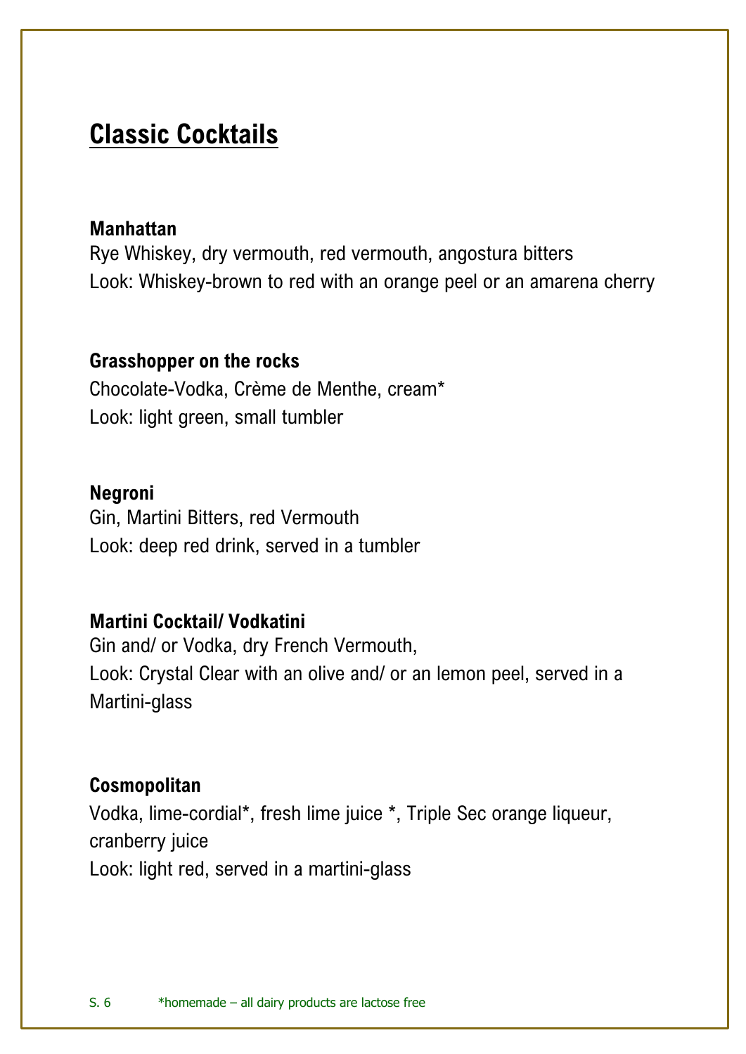# Classic Cocktails

**Manhattan**
Rye Whiskey, dry vermouth, red vermouth, angostura bitters
Look: Whiskey-brown to red with an orange peel or an amarena cherry

**Grasshopper on the rocks**
Chocolate-Vodka, Crème de Menthe, cream*
Look: light green, small tumbler

**Negroni**
Gin, Martini Bitters, red Vermouth
Look: deep red drink, served in a tumbler

**Martini Cocktail/ Vodkatini**
Gin and/ or Vodka, dry French Vermouth,
Look: Crystal Clear with an olive and/ or an lemon peel, served in a Martini-glass

**Cosmopolitan**
Vodka, lime-cordial*, fresh lime juice *, Triple Sec orange liqueur, cranberry juice
Look: light red, served in a martini-glass

*homemade – all dairy products are lactose free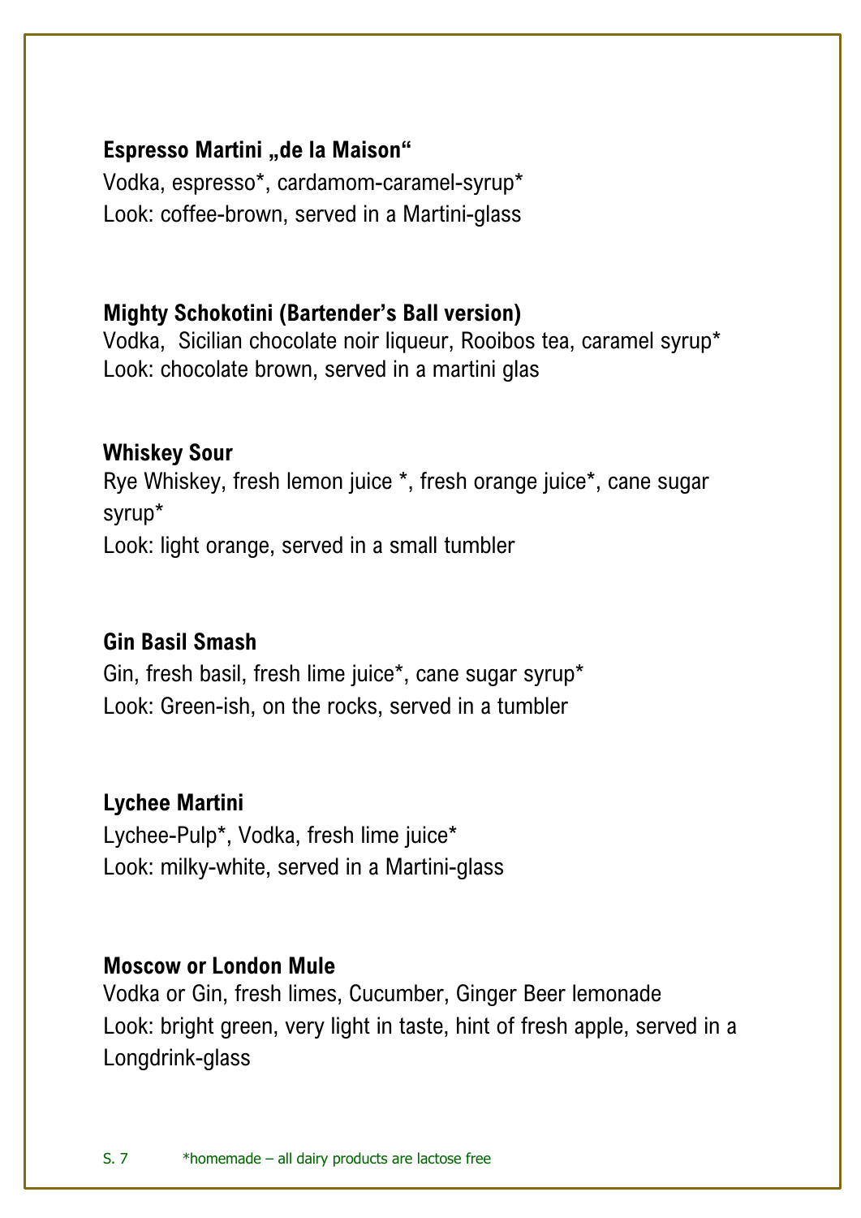### Espresso Martini „de la Maison“

Vodka, espresso*, cardamom-caramel-syrup*
Look: coffee-brown, served in a Martini-glass

### Mighty Schokotini (Bartender’s Ball version)

Vodka,  Sicilian chocolate noir liqueur, Rooibos tea, caramel syrup*
Look: chocolate brown, served in a martini glas

### Whiskey Sour

Rye Whiskey, fresh lemon juice *, fresh orange juice*, cane sugar syrup*
Look: light orange, served in a small tumbler

### Gin Basil Smash

Gin, fresh basil, fresh lime juice*, cane sugar syrup*
Look: Green-ish, on the rocks, served in a tumbler

### Lychee Martini

Lychee-Pulp*, Vodka, fresh lime juice*
Look: milky-white, served in a Martini-glass

### Moscow or London Mule

Vodka or Gin, fresh limes, Cucumber, Ginger Beer lemonade
Look: bright green, very light in taste, hint of fresh apple, served in a Longdrink-glass

*homemade – all dairy products are lactose free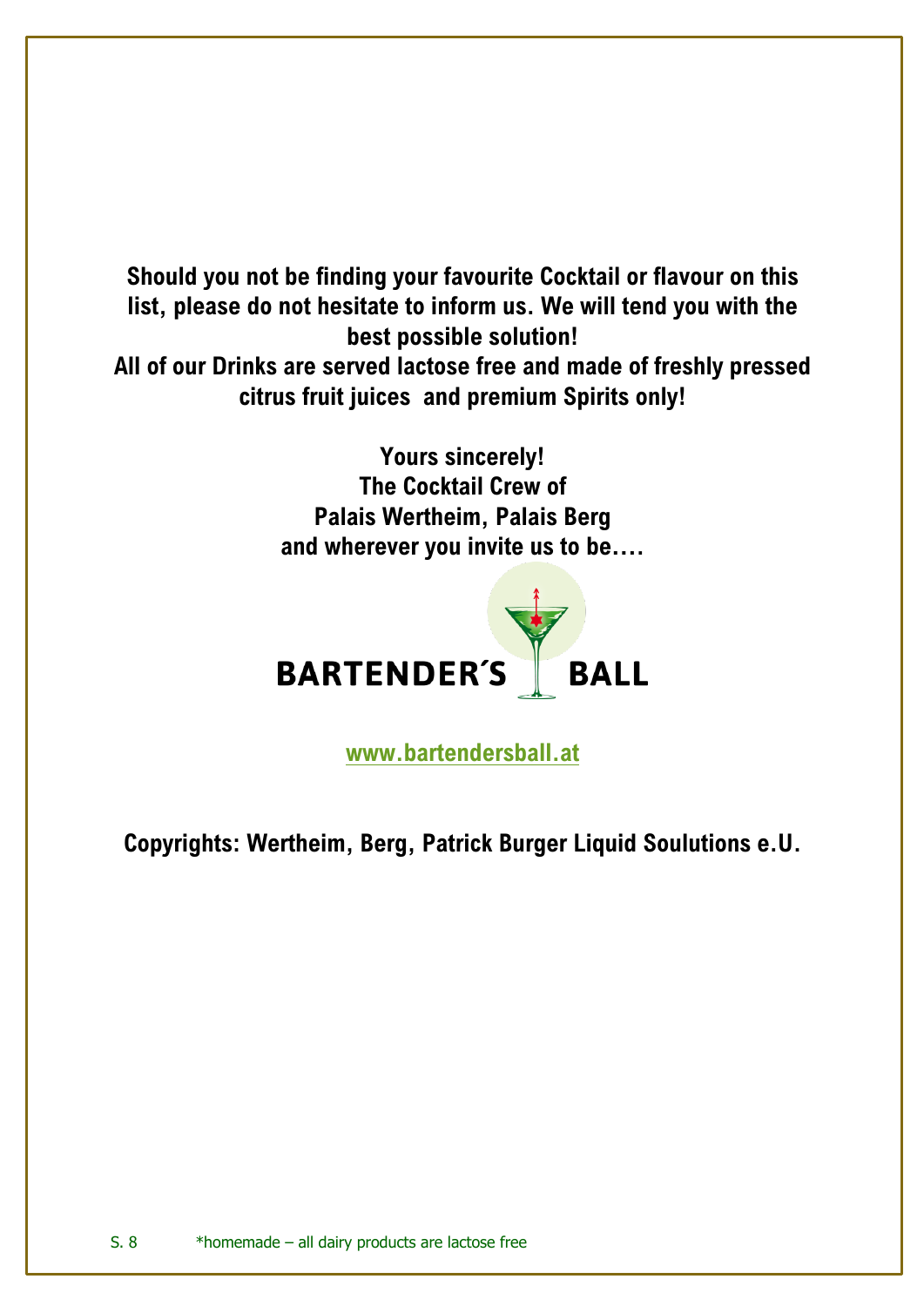**Should you not be finding your favourite Cocktail or flavour on this list, please do not hesitate to inform us. We will tend you with the best possible solution!**
**All of our Drinks are served lactose free and made of freshly pressed citrus fruit juices and premium Spirits only!**

**Yours sincerely!**
**The Cocktail Crew of**
**Palais Wertheim, Palais Berg**
**and wherever you invite us to be….**

BARTENDER´S BALL

**www.bartendersball.at**

**Copyrights: Wertheim, Berg, Patrick Burger Liquid Soulutions e.U.**

*homemade – all dairy products are lactose free